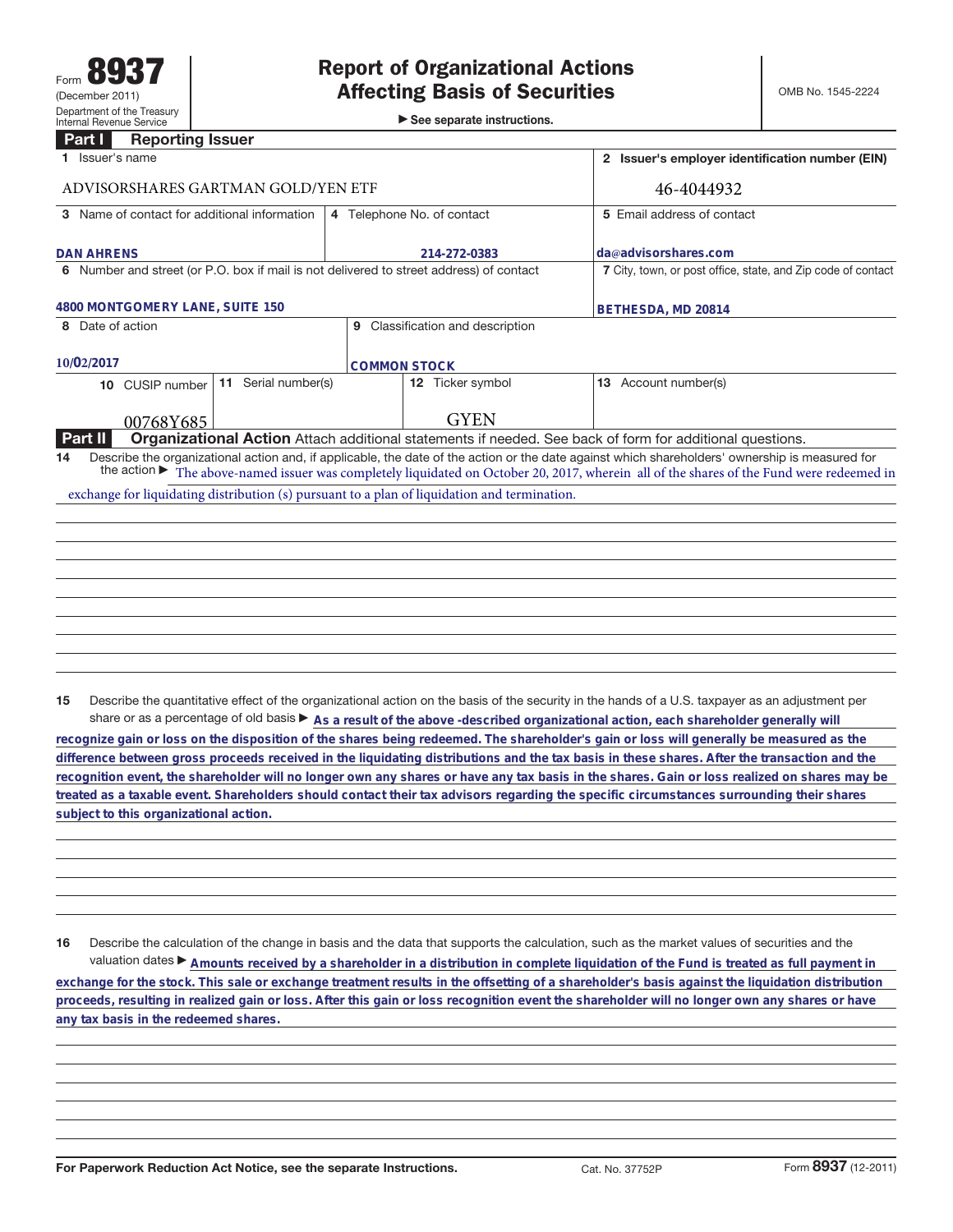Form **8937**
(December 2011)
Department of the Treasury
Internal Revenue Service

# Report of Organizational Actions Affecting Basis of Securities

▶ See separate instructions.

OMB No. 1545-2224

## Part I Reporting Issuer

| 1 Issuer's name | | | 2 Issuer's employer identification number (EIN) |
|---|---|---|---|
| ADVISORSHARES GARTMAN GOLD/YEN ETF | | | 46-4044932 |
| 3 Name of contact for additional information | 4 Telephone No. of contact | | 5 Email address of contact |
| DAN AHRENS | 214-272-0383 | | da@advisorshares.com |
| 6 Number and street (or P.O. box if mail is not delivered to street address) of contact | | | 7 City, town, or post office, state, and Zip code of contact |
| 4800 MONTGOMERY LANE, SUITE 150 | | | BETHESDA, MD 20814 |
| 8 Date of action | 9 Classification and description | | |
| 10/02/2017 | COMMON STOCK | | |

| 10 CUSIP number | 11 Serial number(s) | 12 Ticker symbol | 13 Account number(s) |
|---|---|---|---|
| 00768Y685 | | GYEN | |

## Part II Organizational Action

Attach additional statements if needed. See back of form for additional questions.

**14** Describe the organizational action and, if applicable, the date of the action or the date against which shareholders' ownership is measured for the action ▶ The above-named issuer was completely liquidated on October 20, 2017, wherein all of the shares of the Fund were redeemed in exchange for liquidating distribution (s) pursuant to a plan of liquidation and termination.

**15** Describe the quantitative effect of the organizational action on the basis of the security in the hands of a U.S. taxpayer as an adjustment per share or as a percentage of old basis ▶ As a result of the above -described organizational action, each shareholder generally will recognize gain or loss on the disposition of the shares being redeemed. The shareholder's gain or loss will generally be measured as the difference between gross proceeds received in the liquidating distributions and the tax basis in these shares. After the transaction and the recognition event, the shareholder will no longer own any shares or have any tax basis in the shares. Gain or loss realized on shares may be treated as a taxable event. Shareholders should contact their tax advisors regarding the specific circumstances surrounding their shares subject to this organizational action.

**16** Describe the calculation of the change in basis and the data that supports the calculation, such as the market values of securities and the valuation dates ▶ Amounts received by a shareholder in a distribution in complete liquidation of the Fund is treated as full payment in exchange for the stock. This sale or exchange treatment results in the offsetting of a shareholder's basis against the liquidation distribution proceeds, resulting in realized gain or loss. After this gain or loss recognition event the shareholder will no longer own any shares or have any tax basis in the redeemed shares.

For Paperwork Reduction Act Notice, see the separate Instructions. Cat. No. 37752P Form **8937** (12-2011)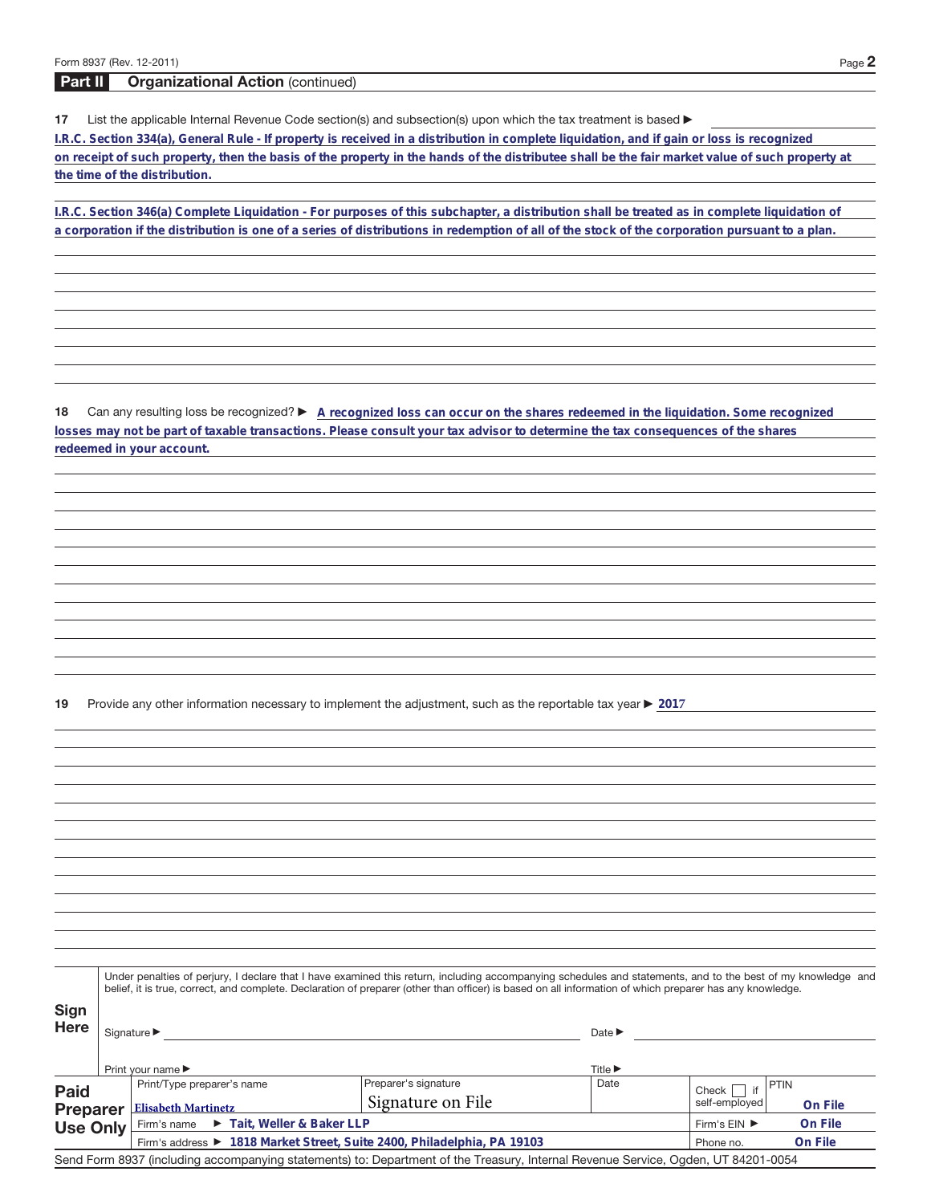Form 8937 (Rev. 12-2011)

## Part II Organizational Action (continued)

**17** List the applicable Internal Revenue Code section(s) and subsection(s) upon which the tax treatment is based ▶

**I.R.C. Section 334(a), General Rule - If property is received in a distribution in complete liquidation, and if gain or loss is recognized on receipt of such property, then the basis of the property in the hands of the distributee shall be the fair market value of such property at the time of the distribution.**

**I.R.C. Section 346(a) Complete Liquidation - For purposes of this subchapter, a distribution shall be treated as in complete liquidation of a corporation if the distribution is one of a series of distributions in redemption of all of the stock of the corporation pursuant to a plan.**

**18** Can any resulting loss be recognized? ▶ **A recognized loss can occur on the shares redeemed in the liquidation. Some recognized losses may not be part of taxable transactions. Please consult your tax advisor to determine the tax consequences of the shares redeemed in your account.**

**19** Provide any other information necessary to implement the adjustment, such as the reportable tax year ▶ **2017**

**Sign Here**

Under penalties of perjury, I declare that I have examined this return, including accompanying schedules and statements, and to the best of my knowledge and belief, it is true, correct, and complete. Declaration of preparer (other than officer) is based on all information of which preparer has any knowledge.

Signature ▶ Date ▶

Print your name ▶ Title ▶

| Paid Preparer Use Only | | | | | |
|---|---|---|---|---|---|
| Print/Type preparer's name | Elisabeth Martinetz | Preparer's signature: Signature on File | Date | Check ☐ if self-employed | PTIN: On File |
| Firm's name | ▶ Tait, Weller & Baker LLP | | | Firm's EIN ▶ | On File |
| Firm's address | ▶ 1818 Market Street, Suite 2400, Philadelphia, PA 19103 | | | Phone no. | On File |

Send Form 8937 (including accompanying statements) to: Department of the Treasury, Internal Revenue Service, Ogden, UT 84201-0054